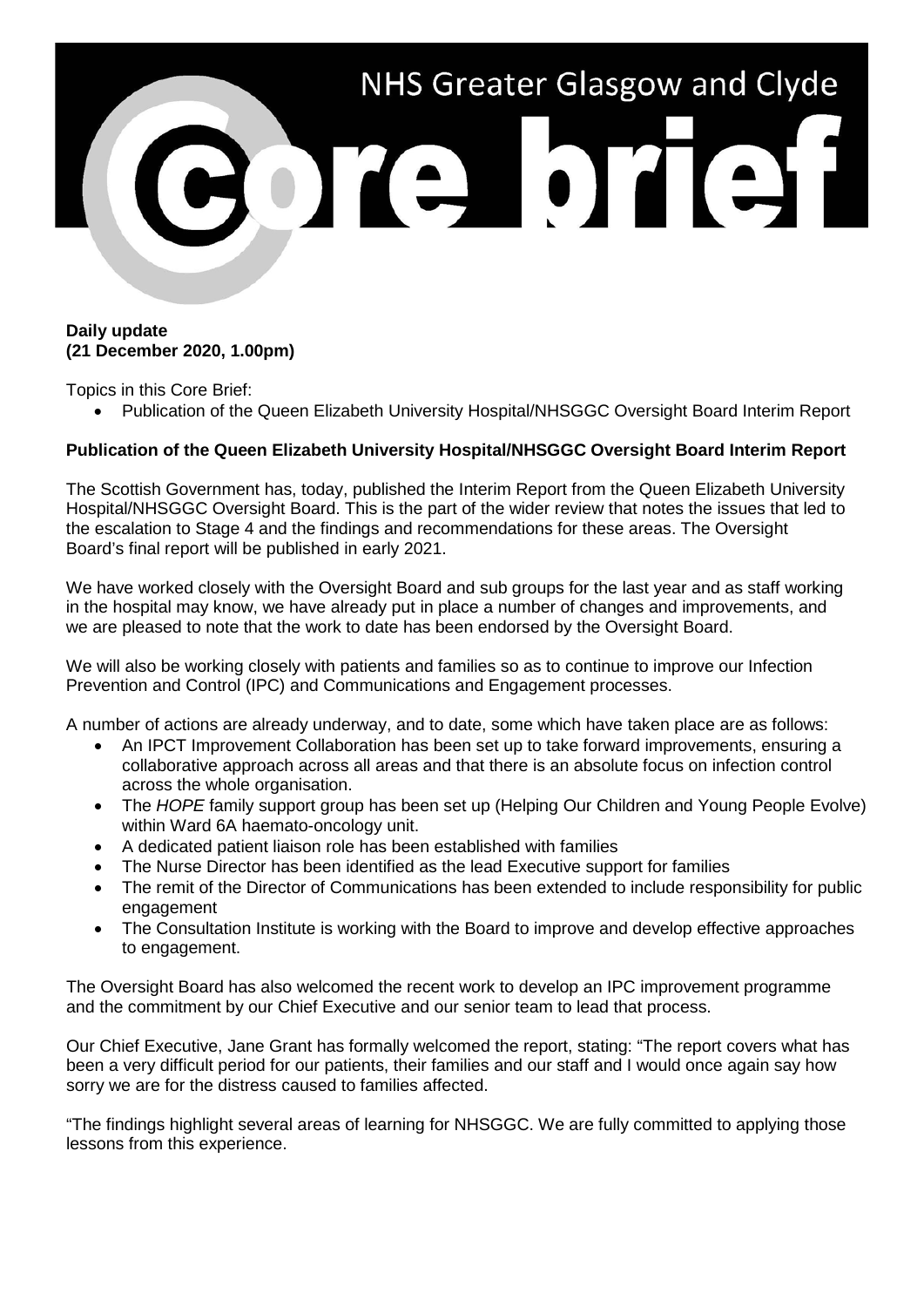# NHS Greater Glasgow and Clyde

# Core brief

**Daily update**
**(21 December 2020, 1.00pm)**

Topics in this Core Brief:

- Publication of the Queen Elizabeth University Hospital/NHSGGC Oversight Board Interim Report

**Publication of the Queen Elizabeth University Hospital/NHSGGC Oversight Board Interim Report**

The Scottish Government has, today, published the Interim Report from the Queen Elizabeth University Hospital/NHSGGC Oversight Board. This is the part of the wider review that notes the issues that led to the escalation to Stage 4 and the findings and recommendations for these areas. The Oversight Board's final report will be published in early 2021.

We have worked closely with the Oversight Board and sub groups for the last year and as staff working in the hospital may know, we have already put in place a number of changes and improvements, and we are pleased to note that the work to date has been endorsed by the Oversight Board.

We will also be working closely with patients and families so as to continue to improve our Infection Prevention and Control (IPC) and Communications and Engagement processes.

A number of actions are already underway, and to date, some which have taken place are as follows:

- An IPCT Improvement Collaboration has been set up to take forward improvements, ensuring a collaborative approach across all areas and that there is an absolute focus on infection control across the whole organisation.
- The *HOPE* family support group has been set up (Helping Our Children and Young People Evolve) within Ward 6A haemato-oncology unit.
- A dedicated patient liaison role has been established with families
- The Nurse Director has been identified as the lead Executive support for families
- The remit of the Director of Communications has been extended to include responsibility for public engagement
- The Consultation Institute is working with the Board to improve and develop effective approaches to engagement.

The Oversight Board has also welcomed the recent work to develop an IPC improvement programme and the commitment by our Chief Executive and our senior team to lead that process.

Our Chief Executive, Jane Grant has formally welcomed the report, stating: "The report covers what has been a very difficult period for our patients, their families and our staff and I would once again say how sorry we are for the distress caused to families affected.

"The findings highlight several areas of learning for NHSGGC. We are fully committed to applying those lessons from this experience.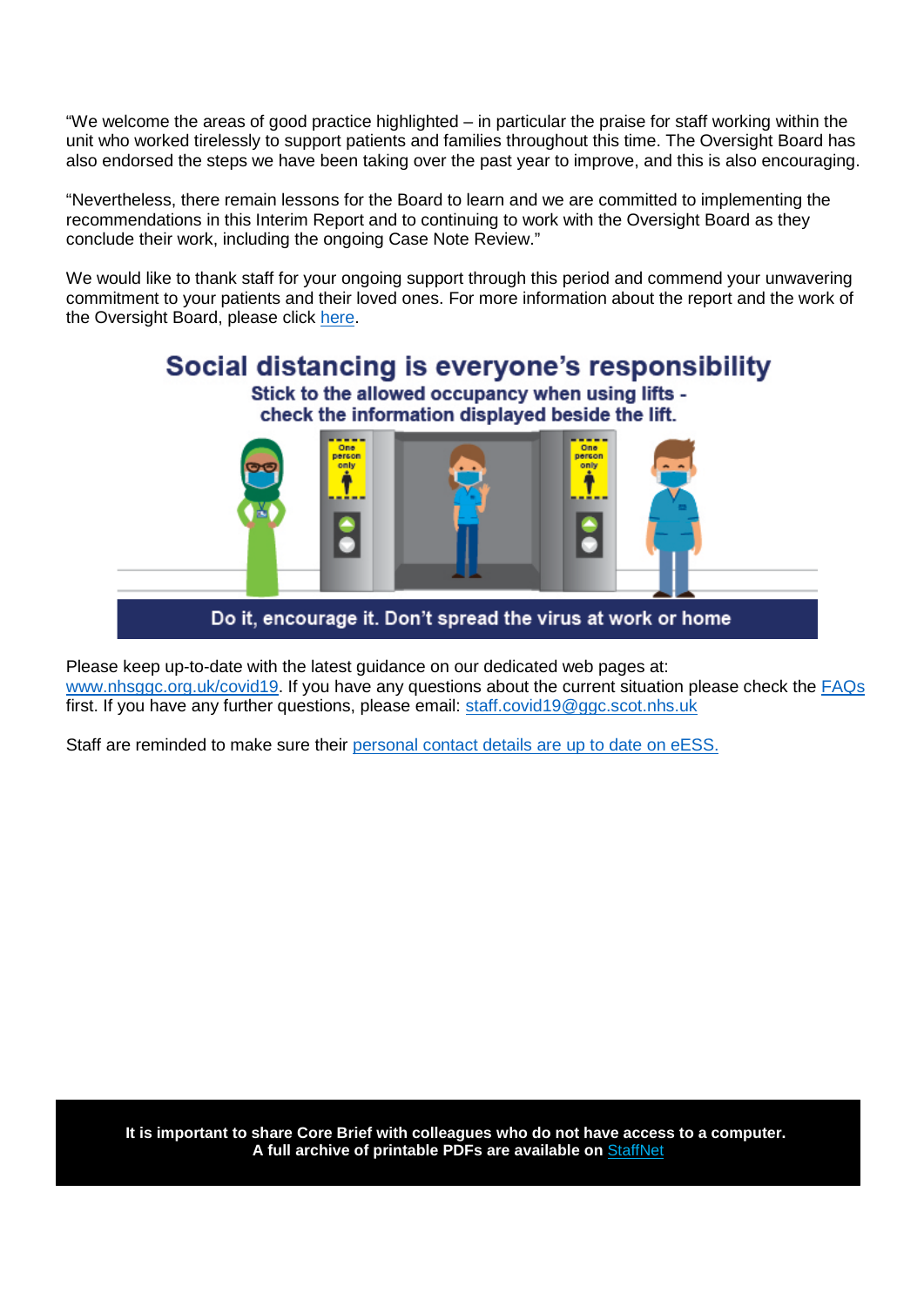"We welcome the areas of good practice highlighted – in particular the praise for staff working within the unit who worked tirelessly to support patients and families throughout this time. The Oversight Board has also endorsed the steps we have been taking over the past year to improve, and this is also encouraging.

"Nevertheless, there remain lessons for the Board to learn and we are committed to implementing the recommendations in this Interim Report and to continuing to work with the Oversight Board as they conclude their work, including the ongoing Case Note Review."

We would like to thank staff for your ongoing support through this period and commend your unwavering commitment to your patients and their loved ones. For more information about the report and the work of the Oversight Board, please click here.

**Social distancing is everyone's responsibility**

**Stick to the allowed occupancy when using lifts - check the information displayed beside the lift.**

One person only

One person only

**Do it, encourage it. Don't spread the virus at work or home**

Please keep up-to-date with the latest guidance on our dedicated web pages at: www.nhsggc.org.uk/covid19. If you have any questions about the current situation please check the FAQs first. If you have any further questions, please email: staff.covid19@ggc.scot.nhs.uk

Staff are reminded to make sure their personal contact details are up to date on eSS.

**It is important to share Core Brief with colleagues who do not have access to a computer.**
**A full archive of printable PDFs are available on StaffNet**